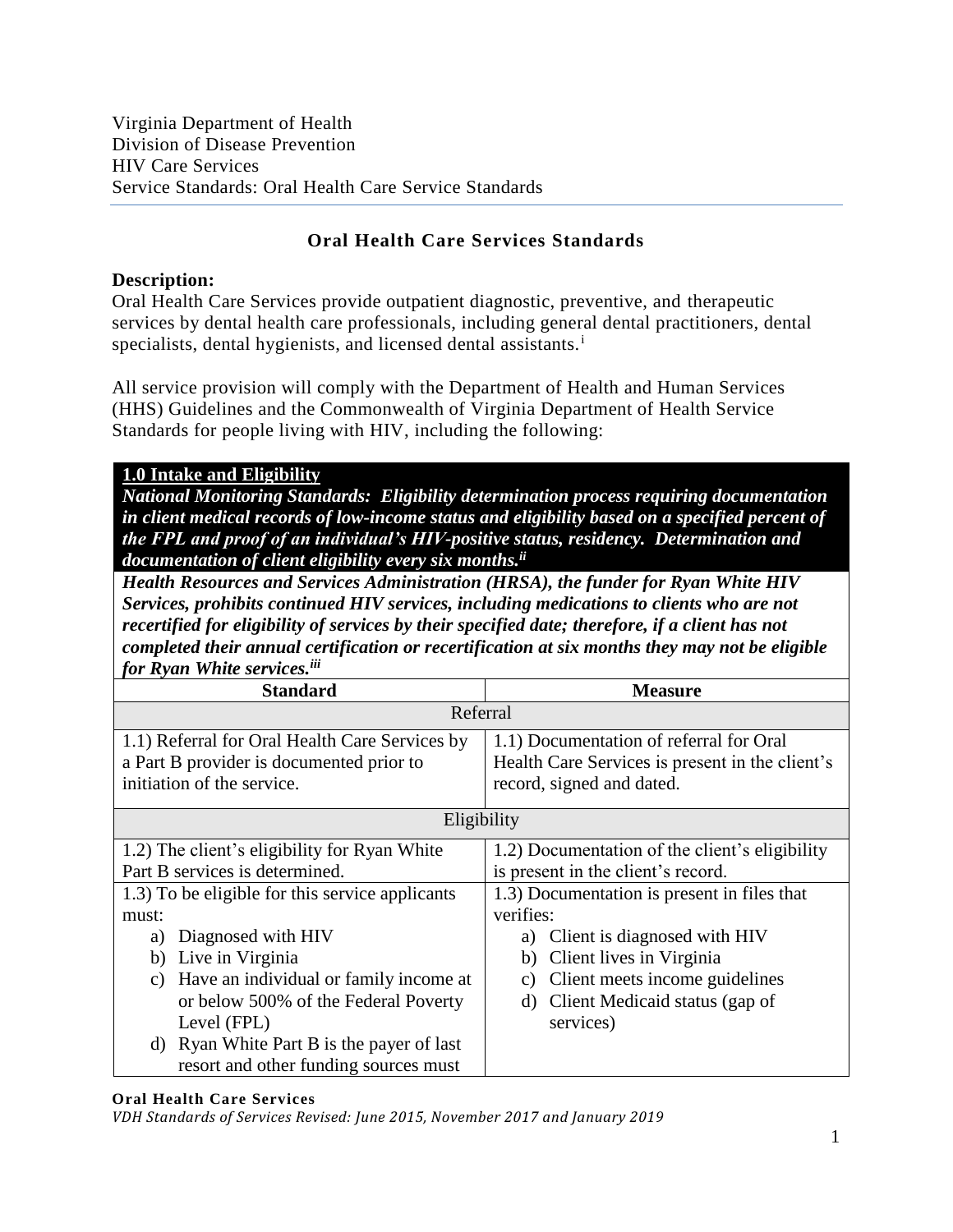Virginia Department of Health
Division of Disease Prevention
HIV Care Services
Service Standards: Oral Health Care Service Standards

# Oral Health Care Services Standards

**Description:**
Oral Health Care Services provide outpatient diagnostic, preventive, and therapeutic services by dental health care professionals, including general dental practitioners, dental specialists, dental hygienists, and licensed dental assistants.[i]

All service provision will comply with the Department of Health and Human Services (HHS) Guidelines and the Commonwealth of Virginia Department of Health Service Standards for people living with HIV, including the following:

**1.0 Intake and Eligibility**

***National Monitoring Standards: Eligibility determination process requiring documentation in client medical records of low-income status and eligibility based on a specified percent of the FPL and proof of an individual's HIV-positive status, residency. Determination and documentation of client eligibility every six months.[ii]***

***Health Resources and Services Administration (HRSA), the funder for Ryan White HIV Services, prohibits continued HIV services, including medications to clients who are not recertified for eligibility of services by their specified date; therefore, if a client has not completed their annual certification or recertification at six months they may not be eligible for Ryan White services.[iii]***

| Standard | Measure |
| --- | --- |
| **Referral** | |
| 1.1) Referral for Oral Health Care Services by a Part B provider is documented prior to initiation of the service. | 1.1) Documentation of referral for Oral Health Care Services is present in the client's record, signed and dated. |
| **Eligibility** | |
| 1.2) The client's eligibility for Ryan White Part B services is determined. | 1.2) Documentation of the client's eligibility is present in the client's record. |
| 1.3) To be eligible for this service applicants must:<br>a) Diagnosed with HIV<br>b) Live in Virginia<br>c) Have an individual or family income at or below 500% of the Federal Poverty Level (FPL)<br>d) Ryan White Part B is the payer of last resort and other funding sources must | 1.3) Documentation is present in files that verifies:<br>a) Client is diagnosed with HIV<br>b) Client lives in Virginia<br>c) Client meets income guidelines<br>d) Client Medicaid status (gap of services) |

**Oral Health Care Services**
*VDH Standards of Services Revised: June 2015, November 2017 and January 2019*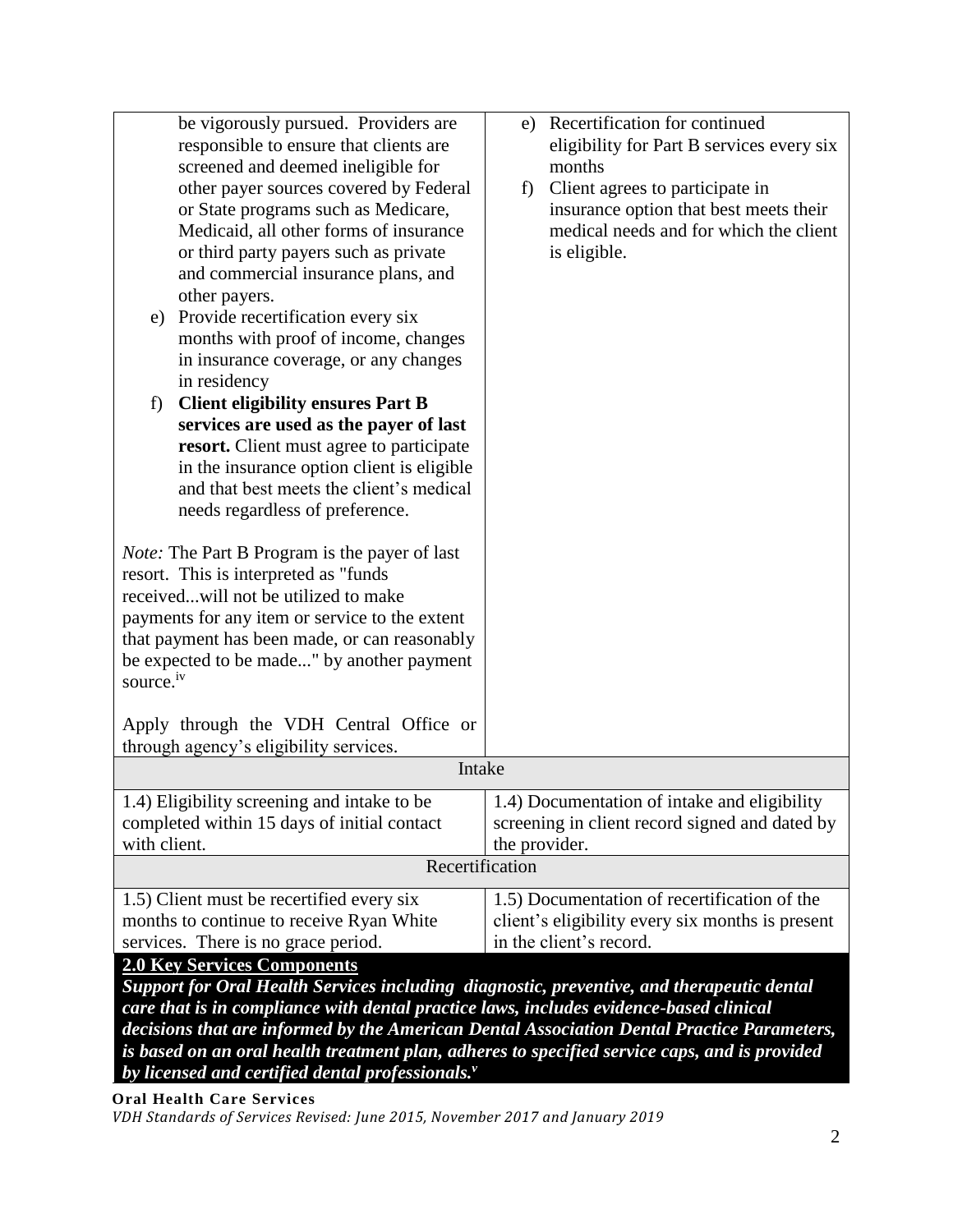| | |
|---|---|
| be vigorously pursued. Providers are responsible to ensure that clients are screened and deemed ineligible for other payer sources covered by Federal or State programs such as Medicare, Medicaid, all other forms of insurance or third party payers such as private and commercial insurance plans, and other payers.<br>e) Provide recertification every six months with proof of income, changes in insurance coverage, or any changes in residency<br>f) **Client eligibility ensures Part B services are used as the payer of last resort.** Client must agree to participate in the insurance option client is eligible and that best meets the client's medical needs regardless of preference.<br><br>*Note:* The Part B Program is the payer of last resort. This is interpreted as "funds received...will not be utilized to make payments for any item or service to the extent that payment has been made, or can reasonably be expected to be made..." by another payment source.[iv]<br><br>Apply through the VDH Central Office or through agency's eligibility services. | e) Recertification for continued eligibility for Part B services every six months<br>f) Client agrees to participate in insurance option that best meets their medical needs and for which the client is eligible. |
| **Intake** | |
| 1.4) Eligibility screening and intake to be completed within 15 days of initial contact with client. | 1.4) Documentation of intake and eligibility screening in client record signed and dated by the provider. |
| **Recertification** | |
| 1.5) Client must be recertified every six months to continue to receive Ryan White services. There is no grace period. | 1.5) Documentation of recertification of the client's eligibility every six months is present in the client's record. |

**2.0 Key Services Components**

***Support for Oral Health Services including diagnostic, preventive, and therapeutic dental care that is in compliance with dental practice laws, includes evidence-based clinical decisions that are informed by the American Dental Association Dental Practice Parameters, is based on an oral health treatment plan, adheres to specified service caps, and is provided by licensed and certified dental professionals.[v]***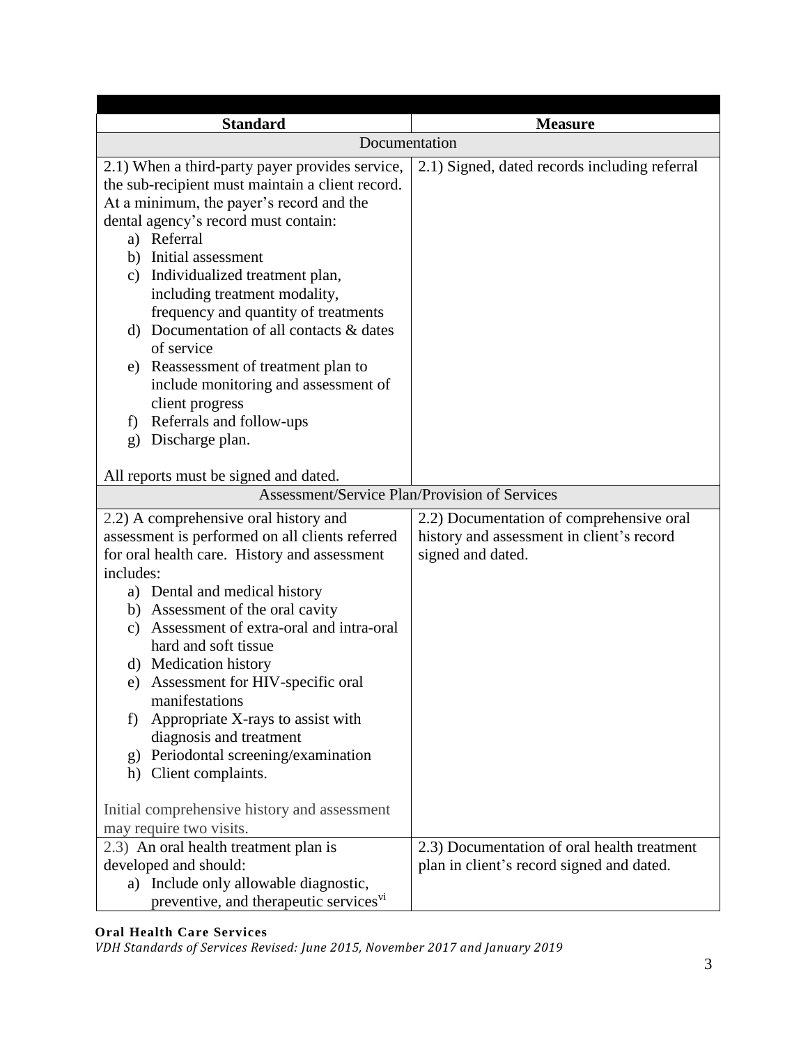| Standard | Measure |
|---|---|
| Documentation | |
| 2.1) When a third-party payer provides service, the sub-recipient must maintain a client record. At a minimum, the payer's record and the dental agency's record must contain:<br>a) Referral<br>b) Initial assessment<br>c) Individualized treatment plan, including treatment modality, frequency and quantity of treatments<br>d) Documentation of all contacts & dates of service<br>e) Reassessment of treatment plan to include monitoring and assessment of client progress<br>f) Referrals and follow-ups<br>g) Discharge plan.<br><br>All reports must be signed and dated. | 2.1) Signed, dated records including referral |
| Assessment/Service Plan/Provision of Services | |
| 2.2) A comprehensive oral history and assessment is performed on all clients referred for oral health care. History and assessment includes:<br>a) Dental and medical history<br>b) Assessment of the oral cavity<br>c) Assessment of extra-oral and intra-oral hard and soft tissue<br>d) Medication history<br>e) Assessment for HIV-specific oral manifestations<br>f) Appropriate X-rays to assist with diagnosis and treatment<br>g) Periodontal screening/examination<br>h) Client complaints.<br><br>Initial comprehensive history and assessment may require two visits. | 2.2) Documentation of comprehensive oral history and assessment in client's record signed and dated. |
| 2.3) An oral health treatment plan is developed and should:<br>a) Include only allowable diagnostic, preventive, and therapeutic services[vi] | 2.3) Documentation of oral health treatment plan in client's record signed and dated. |

**Oral Health Care Services**
*VDH Standards of Services Revised: June 2015, November 2017 and January 2019*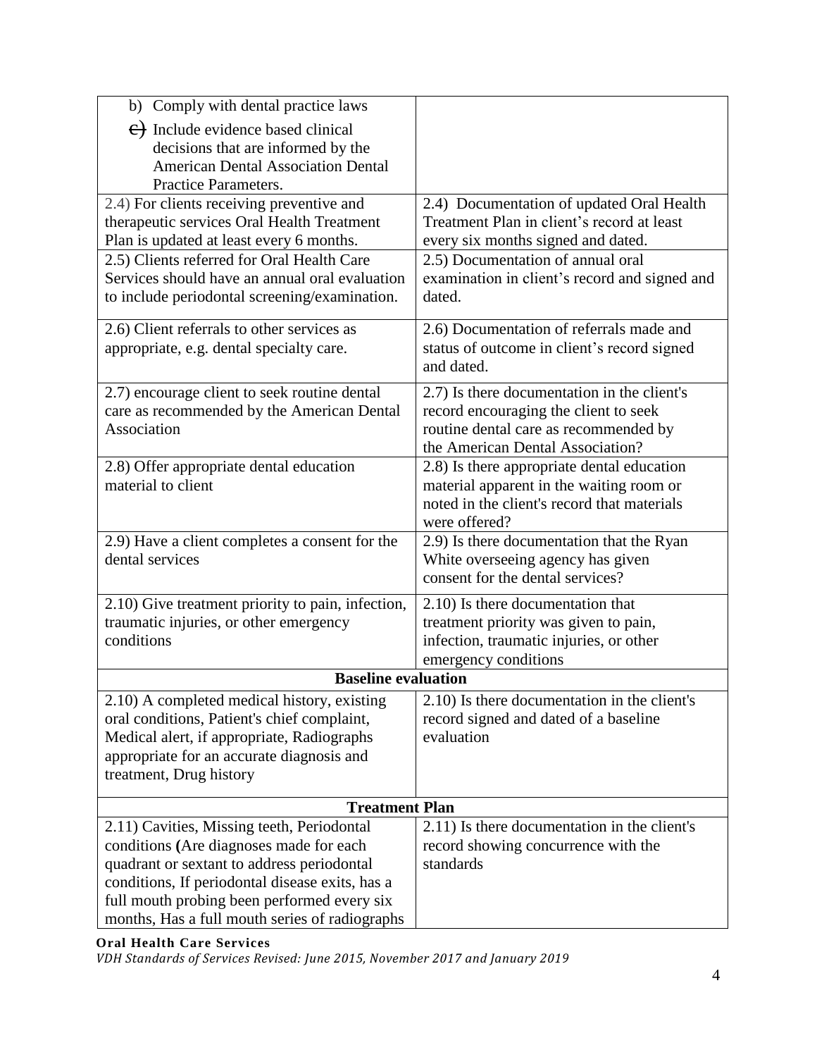| | |
|---|---|
| b) Comply with dental practice laws<br>~~c)~~ Include evidence based clinical decisions that are informed by the American Dental Association Dental Practice Parameters. | |
| 2.4) For clients receiving preventive and therapeutic services Oral Health Treatment Plan is updated at least every 6 months. | 2.4) Documentation of updated Oral Health Treatment Plan in client's record at least every six months signed and dated. |
| 2.5) Clients referred for Oral Health Care Services should have an annual oral evaluation to include periodontal screening/examination. | 2.5) Documentation of annual oral examination in client's record and signed and dated. |
| 2.6) Client referrals to other services as appropriate, e.g. dental specialty care. | 2.6) Documentation of referrals made and status of outcome in client's record signed and dated. |
| 2.7) encourage client to seek routine dental care as recommended by the American Dental Association | 2.7) Is there documentation in the client's record encouraging the client to seek routine dental care as recommended by the American Dental Association? |
| 2.8) Offer appropriate dental education material to client | 2.8) Is there appropriate dental education material apparent in the waiting room or noted in the client's record that materials were offered? |
| 2.9) Have a client completes a consent for the dental services | 2.9) Is there documentation that the Ryan White overseeing agency has given consent for the dental services? |
| 2.10) Give treatment priority to pain, infection, traumatic injuries, or other emergency conditions | 2.10) Is there documentation that treatment priority was given to pain, infection, traumatic injuries, or other emergency conditions |
| **Baseline evaluation** | |
| 2.10) A completed medical history, existing oral conditions, Patient's chief complaint, Medical alert, if appropriate, Radiographs appropriate for an accurate diagnosis and treatment, Drug history | 2.10) Is there documentation in the client's record signed and dated of a baseline evaluation |
| **Treatment Plan** | |
| 2.11) Cavities, Missing teeth, Periodontal conditions **(**Are diagnoses made for each quadrant or sextant to address periodontal conditions, If periodontal disease exits, has a full mouth probing been performed every six months, Has a full mouth series of radiographs | 2.11) Is there documentation in the client's record showing concurrence with the standards |

**Oral Health Care Services**
*VDH Standards of Services Revised: June 2015, November 2017 and January 2019*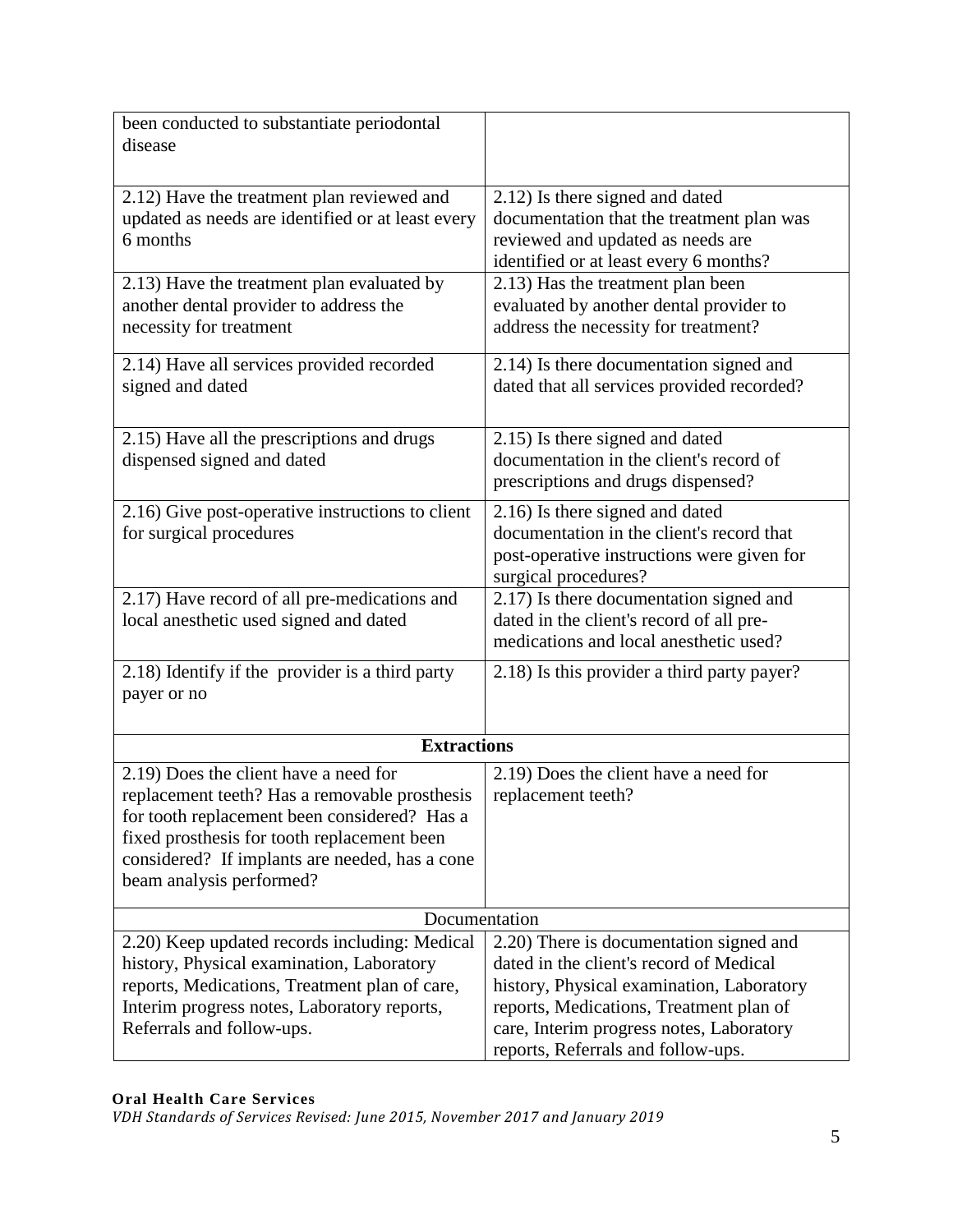| | |
|---|---|
| been conducted to substantiate periodontal disease | |
| 2.12) Have the treatment plan reviewed and updated as needs are identified or at least every 6 months | 2.12) Is there signed and dated documentation that the treatment plan was reviewed and updated as needs are identified or at least every 6 months? |
| 2.13) Have the treatment plan evaluated by another dental provider to address the necessity for treatment | 2.13) Has the treatment plan been evaluated by another dental provider to address the necessity for treatment? |
| 2.14) Have all services provided recorded signed and dated | 2.14) Is there documentation signed and dated that all services provided recorded? |
| 2.15) Have all the prescriptions and drugs dispensed signed and dated | 2.15) Is there signed and dated documentation in the client's record of prescriptions and drugs dispensed? |
| 2.16) Give post-operative instructions to client for surgical procedures | 2.16) Is there signed and dated documentation in the client's record that post-operative instructions were given for surgical procedures? |
| 2.17) Have record of all pre-medications and local anesthetic used signed and dated | 2.17) Is there documentation signed and dated in the client's record of all pre-medications and local anesthetic used? |
| 2.18) Identify if the provider is a third party payer or no | 2.18) Is this provider a third party payer? |
| **Extractions** | |
| 2.19) Does the client have a need for replacement teeth? Has a removable prosthesis for tooth replacement been considered? Has a fixed prosthesis for tooth replacement been considered? If implants are needed, has a cone beam analysis performed? | 2.19) Does the client have a need for replacement teeth? |
| Documentation | |
| 2.20) Keep updated records including: Medical history, Physical examination, Laboratory reports, Medications, Treatment plan of care, Interim progress notes, Laboratory reports, Referrals and follow-ups. | 2.20) There is documentation signed and dated in the client's record of Medical history, Physical examination, Laboratory reports, Medications, Treatment plan of care, Interim progress notes, Laboratory reports, Referrals and follow-ups. |

**Oral Health Care Services**
*VDH Standards of Services Revised: June 2015, November 2017 and January 2019*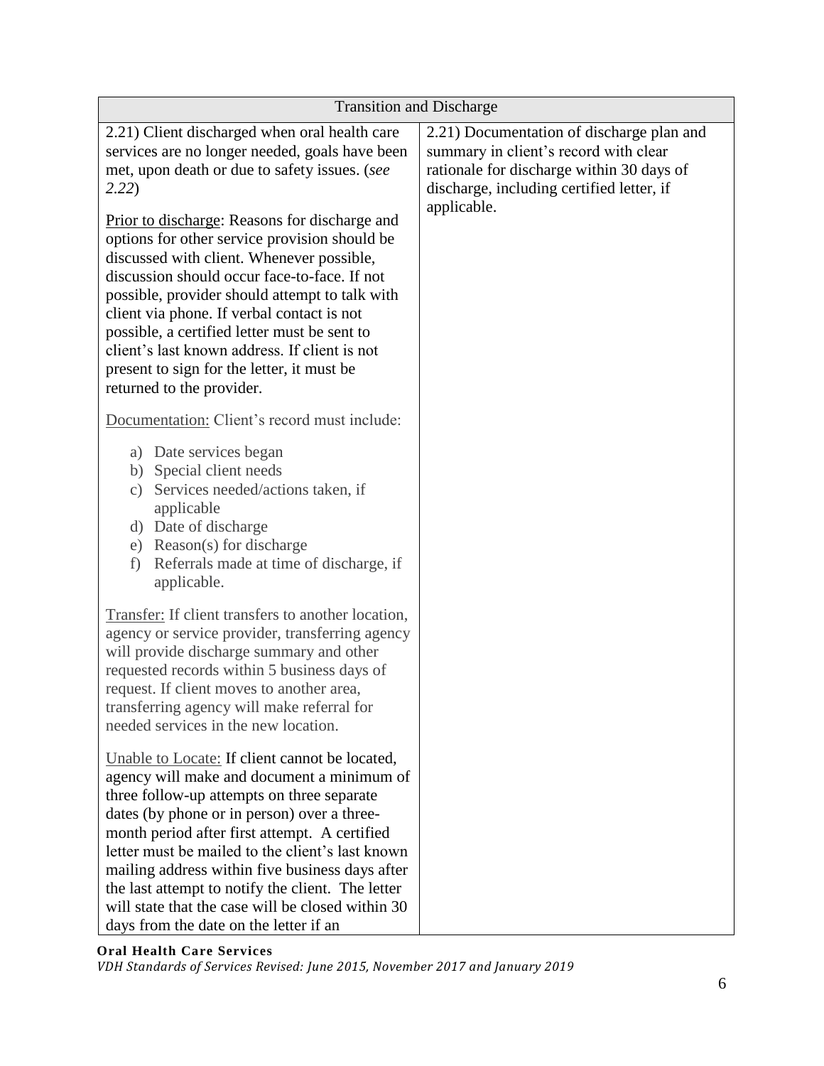| Transition and Discharge | |
|---|---|
| 2.21) Client discharged when oral health care services are no longer needed, goals have been met, upon death or due to safety issues. (*see 2.22*)<br><br><u>Prior to discharge</u>: Reasons for discharge and options for other service provision should be discussed with client. Whenever possible, discussion should occur face-to-face. If not possible, provider should attempt to talk with client via phone. If verbal contact is not possible, a certified letter must be sent to client's last known address. If client is not present to sign for the letter, it must be returned to the provider.<br><br><u>Documentation:</u> Client's record must include:<br><br>a) Date services began<br>b) Special client needs<br>c) Services needed/actions taken, if applicable<br>d) Date of discharge<br>e) Reason(s) for discharge<br>f) Referrals made at time of discharge, if applicable.<br><br><u>Transfer:</u> If client transfers to another location, agency or service provider, transferring agency will provide discharge summary and other requested records within 5 business days of request. If client moves to another area, transferring agency will make referral for needed services in the new location.<br><br><u>Unable to Locate:</u> If client cannot be located, agency will make and document a minimum of three follow-up attempts on three separate dates (by phone or in person) over a three-month period after first attempt. A certified letter must be mailed to the client's last known mailing address within five business days after the last attempt to notify the client. The letter will state that the case will be closed within 30 days from the date on the letter if an | 2.21) Documentation of discharge plan and summary in client's record with clear rationale for discharge within 30 days of discharge, including certified letter, if applicable. |

**Oral Health Care Services**
*VDH Standards of Services Revised: June 2015, November 2017 and January 2019*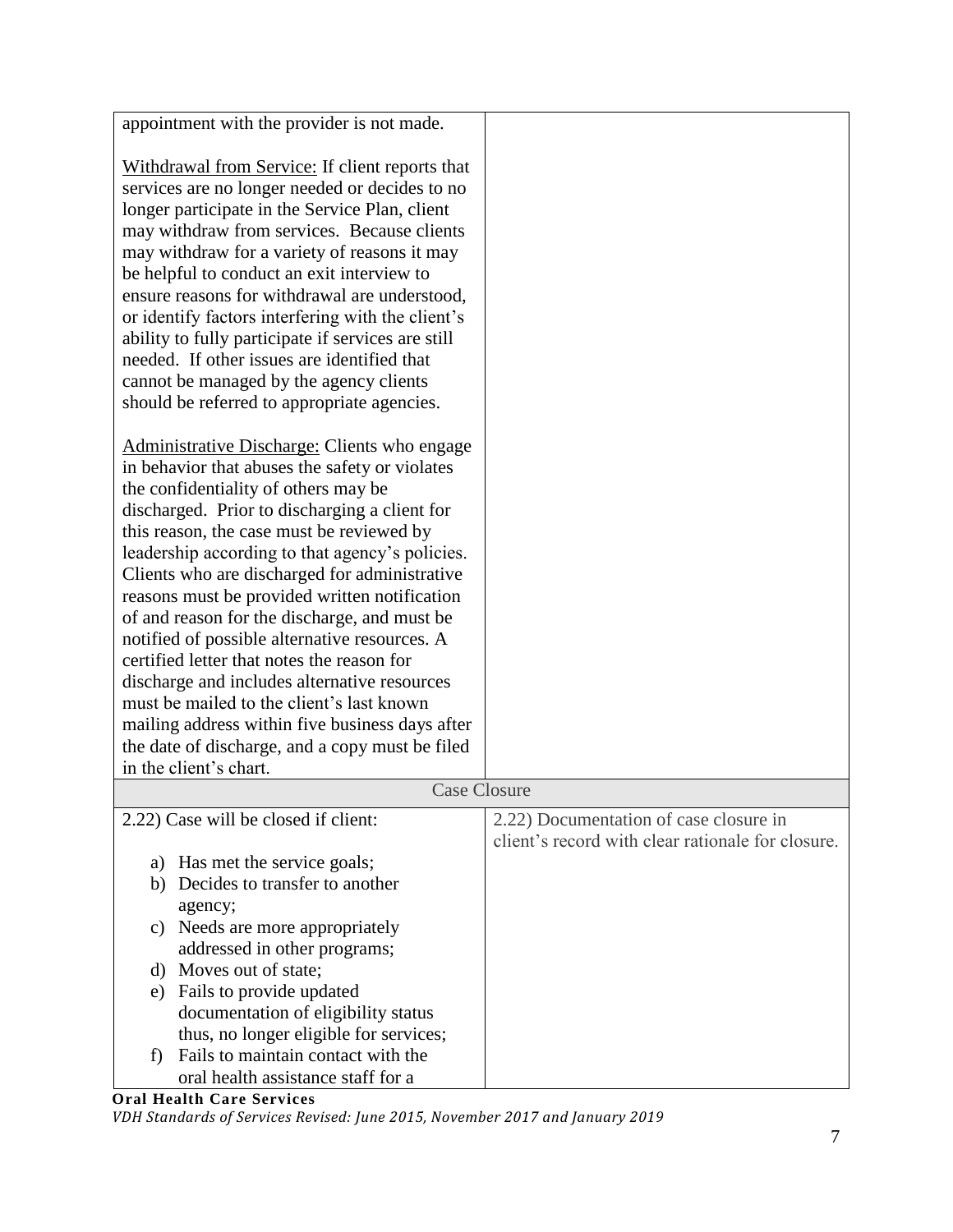| | |
|---|---|
| appointment with the provider is not made.<br><br><u>Withdrawal from Service:</u> If client reports that services are no longer needed or decides to no longer participate in the Service Plan, client may withdraw from services. Because clients may withdraw for a variety of reasons it may be helpful to conduct an exit interview to ensure reasons for withdrawal are understood, or identify factors interfering with the client's ability to fully participate if services are still needed. If other issues are identified that cannot be managed by the agency clients should be referred to appropriate agencies.<br><br><u>Administrative Discharge:</u> Clients who engage in behavior that abuses the safety or violates the confidentiality of others may be discharged. Prior to discharging a client for this reason, the case must be reviewed by leadership according to that agency's policies. Clients who are discharged for administrative reasons must be provided written notification of and reason for the discharge, and must be notified of possible alternative resources. A certified letter that notes the reason for discharge and includes alternative resources must be mailed to the client's last known mailing address within five business days after the date of discharge, and a copy must be filed in the client's chart. | |
| **Case Closure** | |
| 2.22) Case will be closed if client:<br><br>a) Has met the service goals;<br>b) Decides to transfer to another agency;<br>c) Needs are more appropriately addressed in other programs;<br>d) Moves out of state;<br>e) Fails to provide updated documentation of eligibility status thus, no longer eligible for services;<br>f) Fails to maintain contact with the oral health assistance staff for a | 2.22) Documentation of case closure in client's record with clear rationale for closure. |

**Oral Health Care Services**
*VDH Standards of Services Revised: June 2015, November 2017 and January 2019*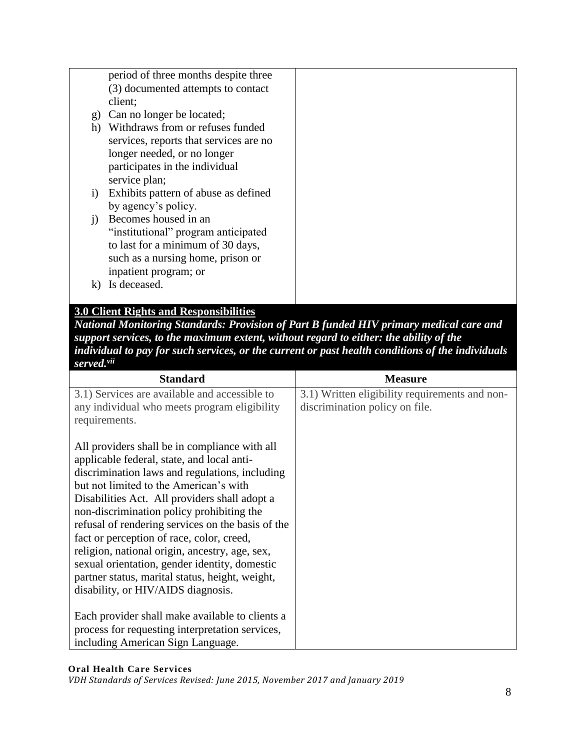| | |
|---|---|
| period of three months despite three (3) documented attempts to contact client;<br>g) Can no longer be located;<br>h) Withdraws from or refuses funded services, reports that services are no longer needed, or no longer participates in the individual service plan;<br>i) Exhibits pattern of abuse as defined by agency's policy.<br>j) Becomes housed in an "institutional" program anticipated to last for a minimum of 30 days, such as a nursing home, prison or inpatient program; or<br>k) Is deceased. | |

**3.0 Client Rights and Responsibilities**

***National Monitoring Standards: Provision of Part B funded HIV primary medical care and support services, to the maximum extent, without regard to either: the ability of the individual to pay for such services, or the current or past health conditions of the individuals served.[vii]***

| Standard | Measure |
|---|---|
| 3.1) Services are available and accessible to any individual who meets program eligibility requirements.<br><br>All providers shall be in compliance with all applicable federal, state, and local anti-discrimination laws and regulations, including but not limited to the American's with Disabilities Act. All providers shall adopt a non-discrimination policy prohibiting the refusal of rendering services on the basis of the fact or perception of race, color, creed, religion, national origin, ancestry, age, sex, sexual orientation, gender identity, domestic partner status, marital status, height, weight, disability, or HIV/AIDS diagnosis.<br><br>Each provider shall make available to clients a process for requesting interpretation services, including American Sign Language. | 3.1) Written eligibility requirements and non-discrimination policy on file. |

**Oral Health Care Services**
*VDH Standards of Services Revised: June 2015, November 2017 and January 2019*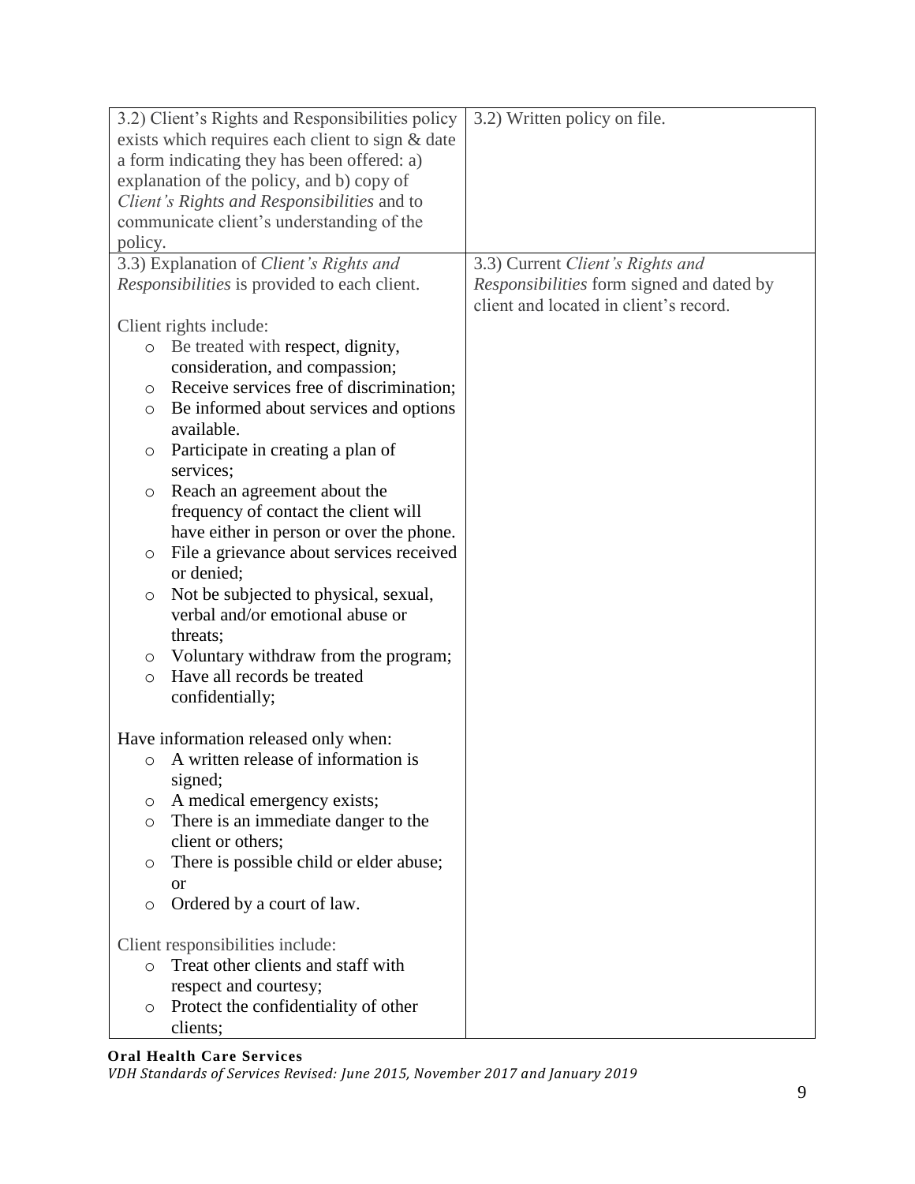| | |
|---|---|
| 3.2) Client's Rights and Responsibilities policy exists which requires each client to sign & date a form indicating they has been offered: a) explanation of the policy, and b) copy of *Client's Rights and Responsibilities* and to communicate client's understanding of the policy. | 3.2) Written policy on file. |
| 3.3) Explanation of *Client's Rights and Responsibilities* is provided to each client.<br><br>Client rights include:<br>- Be treated with respect, dignity, consideration, and compassion;<br>- Receive services free of discrimination;<br>- Be informed about services and options available.<br>- Participate in creating a plan of services;<br>- Reach an agreement about the frequency of contact the client will have either in person or over the phone.<br>- File a grievance about services received or denied;<br>- Not be subjected to physical, sexual, verbal and/or emotional abuse or threats;<br>- Voluntary withdraw from the program;<br>- Have all records be treated confidentially;<br><br>Have information released only when:<br>- A written release of information is signed;<br>- A medical emergency exists;<br>- There is an immediate danger to the client or others;<br>- There is possible child or elder abuse; or<br>- Ordered by a court of law.<br><br>Client responsibilities include:<br>- Treat other clients and staff with respect and courtesy;<br>- Protect the confidentiality of other clients; | 3.3) Current *Client's Rights and Responsibilities* form signed and dated by client and located in client's record. |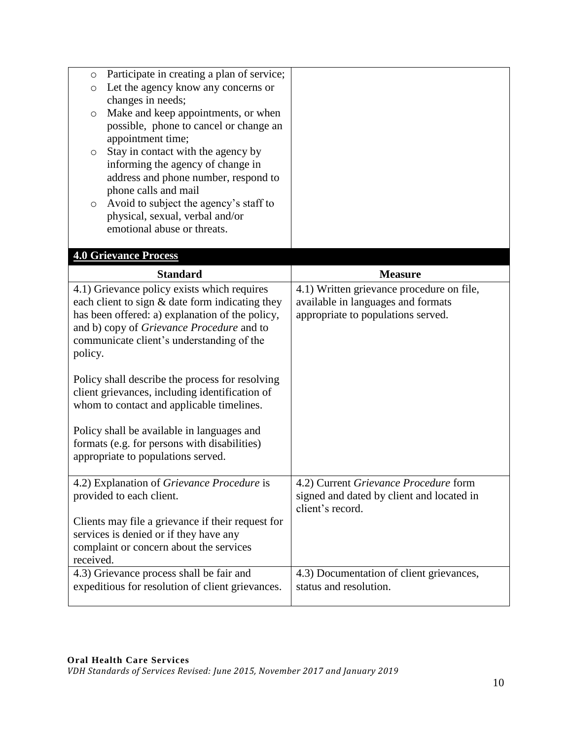| | |
|---|---|
| ◦ Participate in creating a plan of service;<br>◦ Let the agency know any concerns or changes in needs;<br>◦ Make and keep appointments, or when possible, phone to cancel or change an appointment time;<br>◦ Stay in contact with the agency by informing the agency of change in address and phone number, respond to phone calls and mail<br>◦ Avoid to subject the agency's staff to physical, sexual, verbal and/or emotional abuse or threats. | |

## 4.0 Grievance Process

| Standard | Measure |
|---|---|
| 4.1) Grievance policy exists which requires each client to sign & date form indicating they has been offered: a) explanation of the policy, and b) copy of *Grievance Procedure* and to communicate client's understanding of the policy.<br><br>Policy shall describe the process for resolving client grievances, including identification of whom to contact and applicable timelines.<br><br>Policy shall be available in languages and formats (e.g. for persons with disabilities) appropriate to populations served. | 4.1) Written grievance procedure on file, available in languages and formats appropriate to populations served. |
| 4.2) Explanation of *Grievance Procedure* is provided to each client.<br><br>Clients may file a grievance if their request for services is denied or if they have any complaint or concern about the services received. | 4.2) Current *Grievance Procedure* form signed and dated by client and located in client's record. |
| 4.3) Grievance process shall be fair and expeditious for resolution of client grievances. | 4.3) Documentation of client grievances, status and resolution. |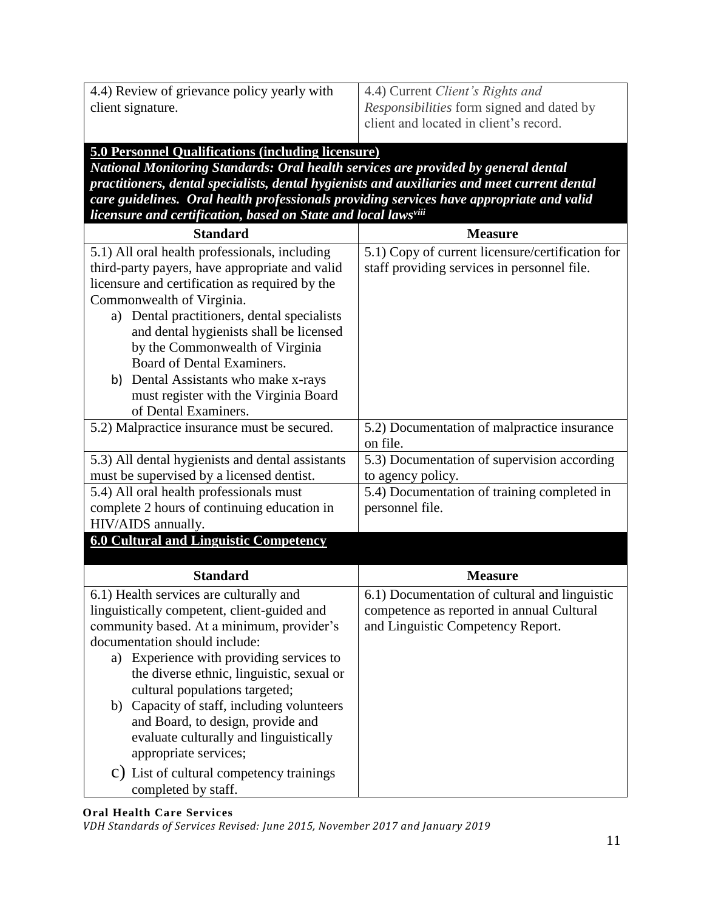| 4.4) Review of grievance policy yearly with client signature. | 4.4) Current *Client's Rights and Responsibilities* form signed and dated by client and located in client's record. |
|---|---|

## 5.0 Personnel Qualifications (including licensure)

***National Monitoring Standards: Oral health services are provided by general dental practitioners, dental specialists, dental hygienists and auxiliaries and meet current dental care guidelines. Oral health professionals providing services have appropriate and valid licensure and certification, based on State and local laws[viii]***

| Standard | Measure |
|---|---|
| 5.1) All oral health professionals, including third-party payers, have appropriate and valid licensure and certification as required by the Commonwealth of Virginia.<br>a) Dental practitioners, dental specialists and dental hygienists shall be licensed by the Commonwealth of Virginia Board of Dental Examiners.<br>b) Dental Assistants who make x-rays must register with the Virginia Board of Dental Examiners. | 5.1) Copy of current licensure/certification for staff providing services in personnel file. |
| 5.2) Malpractice insurance must be secured. | 5.2) Documentation of malpractice insurance on file. |
| 5.3) All dental hygienists and dental assistants must be supervised by a licensed dentist. | 5.3) Documentation of supervision according to agency policy. |
| 5.4) All oral health professionals must complete 2 hours of continuing education in HIV/AIDS annually. | 5.4) Documentation of training completed in personnel file. |

## 6.0 Cultural and Linguistic Competency

| Standard | Measure |
|---|---|
| 6.1) Health services are culturally and linguistically competent, client-guided and community based. At a minimum, provider's documentation should include:<br>a) Experience with providing services to the diverse ethnic, linguistic, sexual or cultural populations targeted;<br>b) Capacity of staff, including volunteers and Board, to design, provide and evaluate culturally and linguistically appropriate services;<br>c) List of cultural competency trainings completed by staff. | 6.1) Documentation of cultural and linguistic competence as reported in annual Cultural and Linguistic Competency Report. |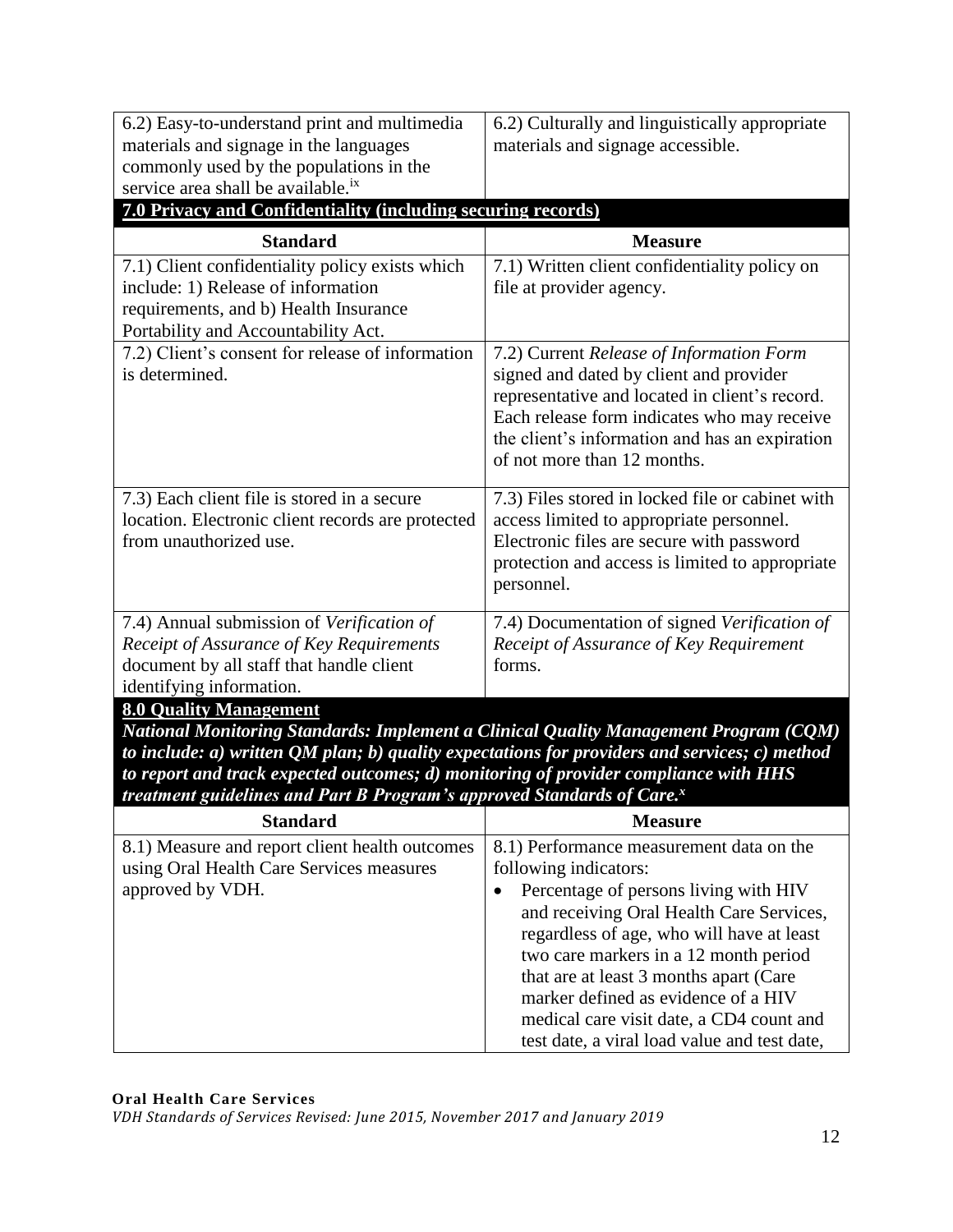| | |
|---|---|
| 6.2) Easy-to-understand print and multimedia materials and signage in the languages commonly used by the populations in the service area shall be available.[ix] | 6.2) Culturally and linguistically appropriate materials and signage accessible. |

## 7.0 Privacy and Confidentiality (including securing records)

| Standard | Measure |
|---|---|
| 7.1) Client confidentiality policy exists which include: 1) Release of information requirements, and b) Health Insurance Portability and Accountability Act. | 7.1) Written client confidentiality policy on file at provider agency. |
| 7.2) Client's consent for release of information is determined. | 7.2) Current *Release of Information Form* signed and dated by client and provider representative and located in client's record. Each release form indicates who may receive the client's information and has an expiration of not more than 12 months. |
| 7.3) Each client file is stored in a secure location. Electronic client records are protected from unauthorized use. | 7.3) Files stored in locked file or cabinet with access limited to appropriate personnel. Electronic files are secure with password protection and access is limited to appropriate personnel. |
| 7.4) Annual submission of *Verification of Receipt of Assurance of Key Requirements* document by all staff that handle client identifying information. | 7.4) Documentation of signed *Verification of Receipt of Assurance of Key Requirement* forms. |

## 8.0 Quality Management

***National Monitoring Standards: Implement a Clinical Quality Management Program (CQM) to include: a) written QM plan; b) quality expectations for providers and services; c) method to report and track expected outcomes; d) monitoring of provider compliance with HHS treatment guidelines and Part B Program's approved Standards of Care.[x]***

| Standard | Measure |
|---|---|
| 8.1) Measure and report client health outcomes using Oral Health Care Services measures approved by VDH. | 8.1) Performance measurement data on the following indicators:<br>• Percentage of persons living with HIV and receiving Oral Health Care Services, regardless of age, who will have at least two care markers in a 12 month period that are at least 3 months apart (Care marker defined as evidence of a HIV medical care visit date, a CD4 count and test date, a viral load value and test date, |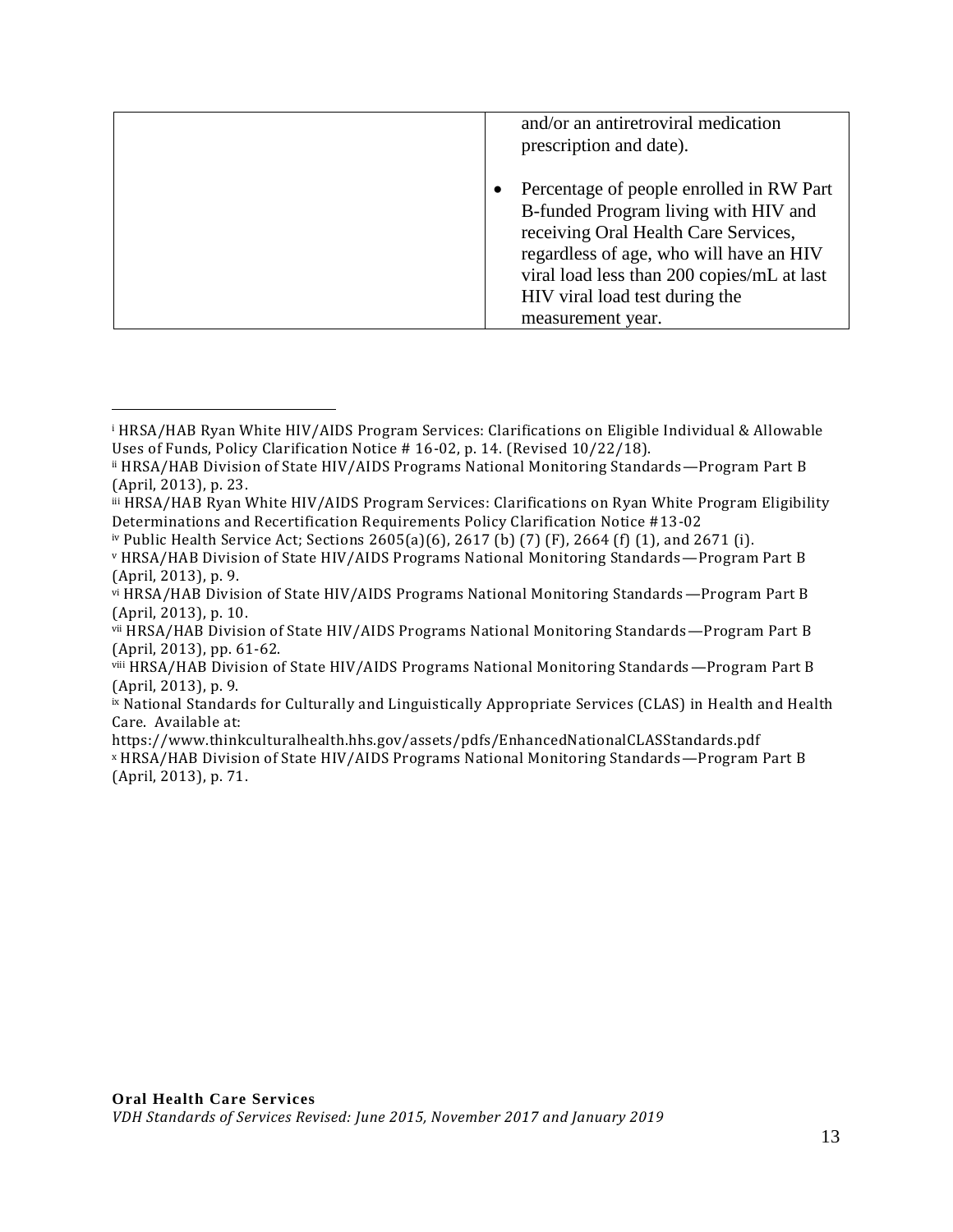| | |
|---|---|
| | and/or an antiretroviral medication prescription and date).<br><br>• Percentage of people enrolled in RW Part B-funded Program living with HIV and receiving Oral Health Care Services, regardless of age, who will have an HIV viral load less than 200 copies/mL at last HIV viral load test during the measurement year. |

---

[i] HRSA/HAB Ryan White HIV/AIDS Program Services: Clarifications on Eligible Individual & Allowable Uses of Funds, Policy Clarification Notice # 16-02, p. 14. (Revised 10/22/18).

[ii] HRSA/HAB Division of State HIV/AIDS Programs National Monitoring Standards—Program Part B (April, 2013), p. 23.

[iii] HRSA/HAB Ryan White HIV/AIDS Program Services: Clarifications on Ryan White Program Eligibility Determinations and Recertification Requirements Policy Clarification Notice #13-02

[iv] Public Health Service Act; Sections 2605(a)(6), 2617 (b) (7) (F), 2664 (f) (1), and 2671 (i).

[v] HRSA/HAB Division of State HIV/AIDS Programs National Monitoring Standards—Program Part B (April, 2013), p. 9.

[vi] HRSA/HAB Division of State HIV/AIDS Programs National Monitoring Standards—Program Part B (April, 2013), p. 10.

[vii] HRSA/HAB Division of State HIV/AIDS Programs National Monitoring Standards—Program Part B (April, 2013), pp. 61-62.

[viii] HRSA/HAB Division of State HIV/AIDS Programs National Monitoring Standards—Program Part B (April, 2013), p. 9.

[ix] National Standards for Culturally and Linguistically Appropriate Services (CLAS) in Health and Health Care. Available at: https://www.thinkculturalhealth.hhs.gov/assets/pdfs/EnhancedNationalCLASStandards.pdf

[x] HRSA/HAB Division of State HIV/AIDS Programs National Monitoring Standards—Program Part B (April, 2013), p. 71.